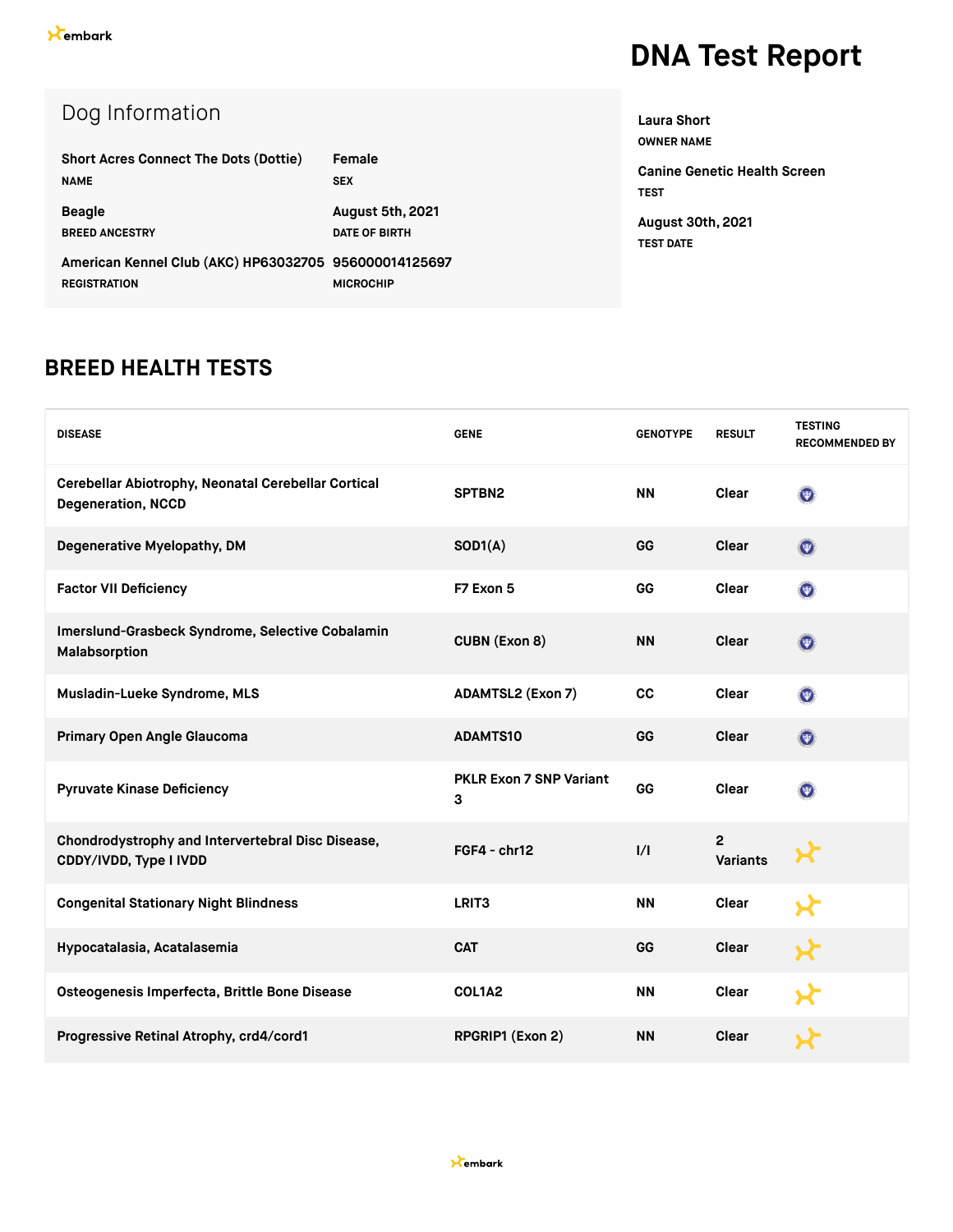# DNA Test Report

## Dog Information

| | |
|---|---|
| **Short Acres Connect The Dots (Dottie)**<br>NAME | **Female**<br>SEX |
| **Beagle**<br>BREED ANCESTRY | **August 5th, 2021**<br>DATE OF BIRTH |
| **American Kennel Club (AKC) HP63032705**<br>REGISTRATION | **956000014125697**<br>MICROCHIP |

**Laura Short**
OWNER NAME

**Canine Genetic Health Screen**
TEST

**August 30th, 2021**
TEST DATE

## BREED HEALTH TESTS

| DISEASE | GENE | GENOTYPE | RESULT | TESTING RECOMMENDED BY |
|---|---|---|---|---|
| Cerebellar Abiotrophy, Neonatal Cerebellar Cortical Degeneration, NCCD | SPTBN2 | NN | Clear | |
| Degenerative Myelopathy, DM | SOD1(A) | GG | Clear | |
| Factor VII Deficiency | F7 Exon 5 | GG | Clear | |
| Imerslund-Grasbeck Syndrome, Selective Cobalamin Malabsorption | CUBN (Exon 8) | NN | Clear | |
| Musladin-Lueke Syndrome, MLS | ADAMTSL2 (Exon 7) | CC | Clear | |
| Primary Open Angle Glaucoma | ADAMTS10 | GG | Clear | |
| Pyruvate Kinase Deficiency | PKLR Exon 7 SNP Variant 3 | GG | Clear | |
| Chondrodystrophy and Intervertebral Disc Disease, CDDY/IVDD, Type I IVDD | FGF4 - chr12 | I/I | 2 Variants | |
| Congenital Stationary Night Blindness | LRIT3 | NN | Clear | |
| Hypocatalasia, Acatalasemia | CAT | GG | Clear | |
| Osteogenesis Imperfecta, Brittle Bone Disease | COL1A2 | NN | Clear | |
| Progressive Retinal Atrophy, crd4/cord1 | RPGRIP1 (Exon 2) | NN | Clear | |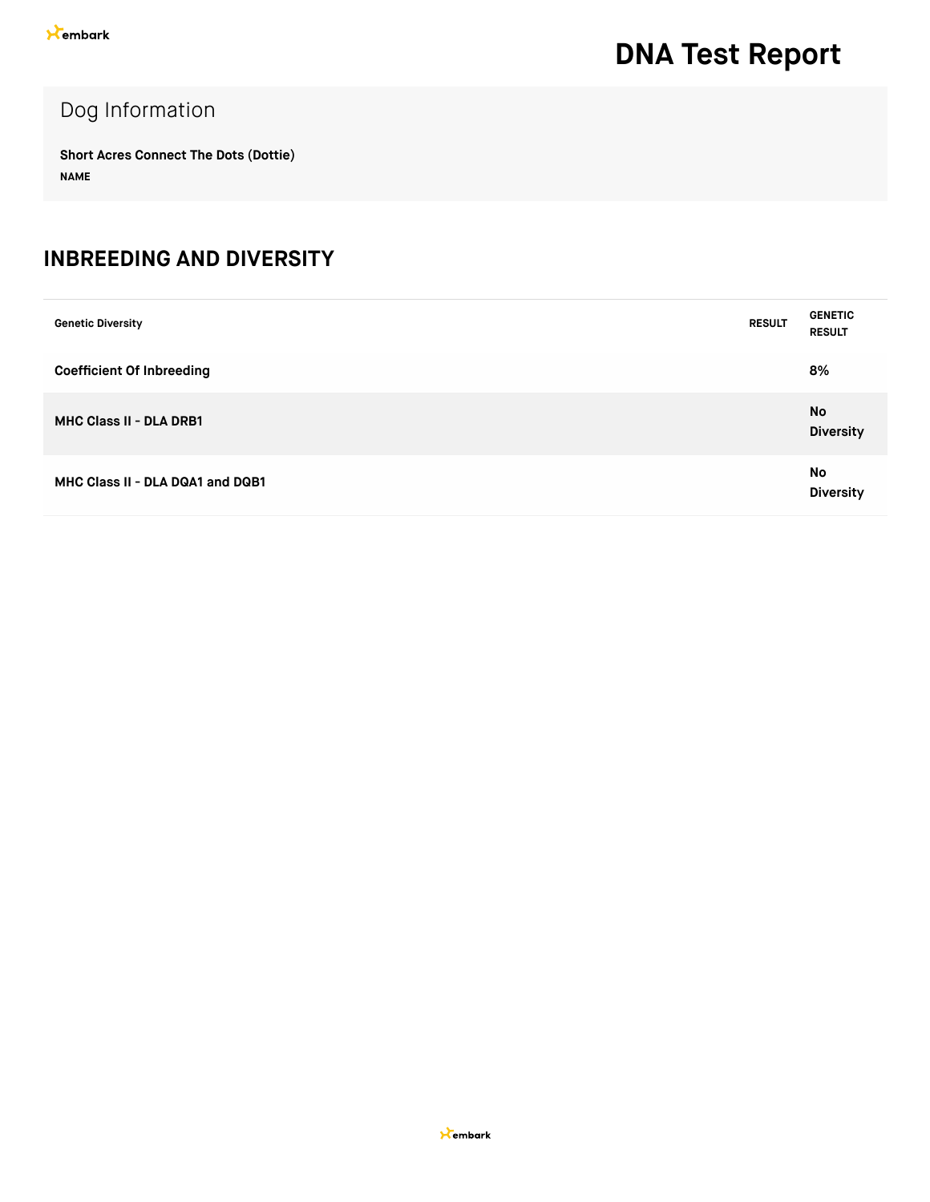# DNA Test Report

## Dog Information

**Short Acres Connect The Dots (Dottie)**

**NAME**

## INBREEDING AND DIVERSITY

| Genetic Diversity | RESULT | GENETIC RESULT |
|---|---|---|
| Coefficient Of Inbreeding | | 8% |
| MHC Class II - DLA DRB1 | | No Diversity |
| MHC Class II - DLA DQA1 and DQB1 | | No Diversity |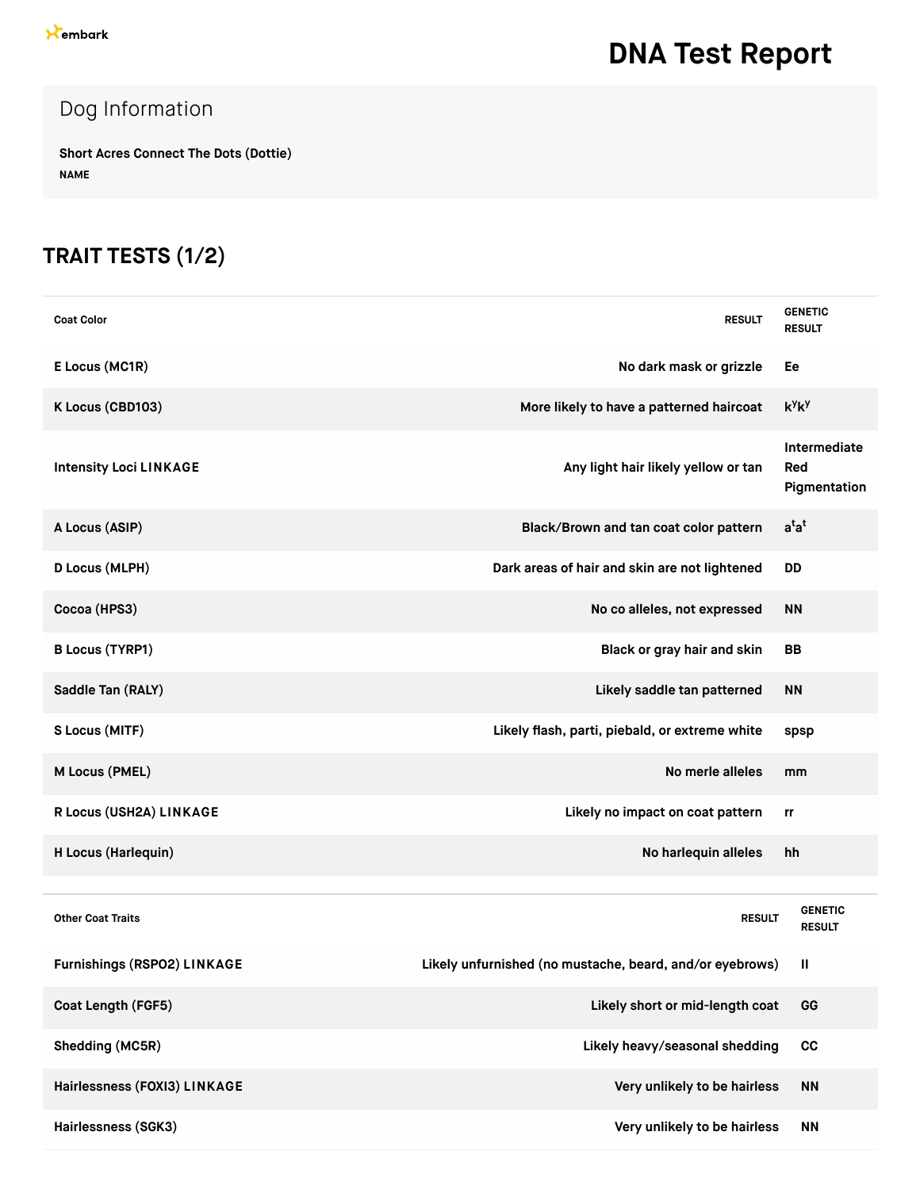embark

# DNA Test Report

## Dog Information

**Short Acres Connect The Dots (Dottie)**
NAME

## TRAIT TESTS (1/2)

| Coat Color | RESULT | GENETIC RESULT |
|---|---|---|
| E Locus (MC1R) | No dark mask or grizzle | Ee |
| K Locus (CBD103) | More likely to have a patterned haircoat | $k^yk^y$ |
| Intensity Loci LINKAGE | Any light hair likely yellow or tan | Intermediate Red Pigmentation |
| A Locus (ASIP) | Black/Brown and tan coat color pattern | $a^ta^t$ |
| D Locus (MLPH) | Dark areas of hair and skin are not lightened | DD |
| Cocoa (HPS3) | No co alleles, not expressed | NN |
| B Locus (TYRP1) | Black or gray hair and skin | BB |
| Saddle Tan (RALY) | Likely saddle tan patterned | NN |
| S Locus (MITF) | Likely flash, parti, piebald, or extreme white | spsp |
| M Locus (PMEL) | No merle alleles | mm |
| R Locus (USH2A) LINKAGE | Likely no impact on coat pattern | rr |
| H Locus (Harlequin) | No harlequin alleles | hh |

| Other Coat Traits | RESULT | GENETIC RESULT |
|---|---|---|
| Furnishings (RSPO2) LINKAGE | Likely unfurnished (no mustache, beard, and/or eyebrows) | II |
| Coat Length (FGF5) | Likely short or mid-length coat | GG |
| Shedding (MC5R) | Likely heavy/seasonal shedding | CC |
| Hairlessness (FOXI3) LINKAGE | Very unlikely to be hairless | NN |
| Hairlessness (SGK3) | Very unlikely to be hairless | NN |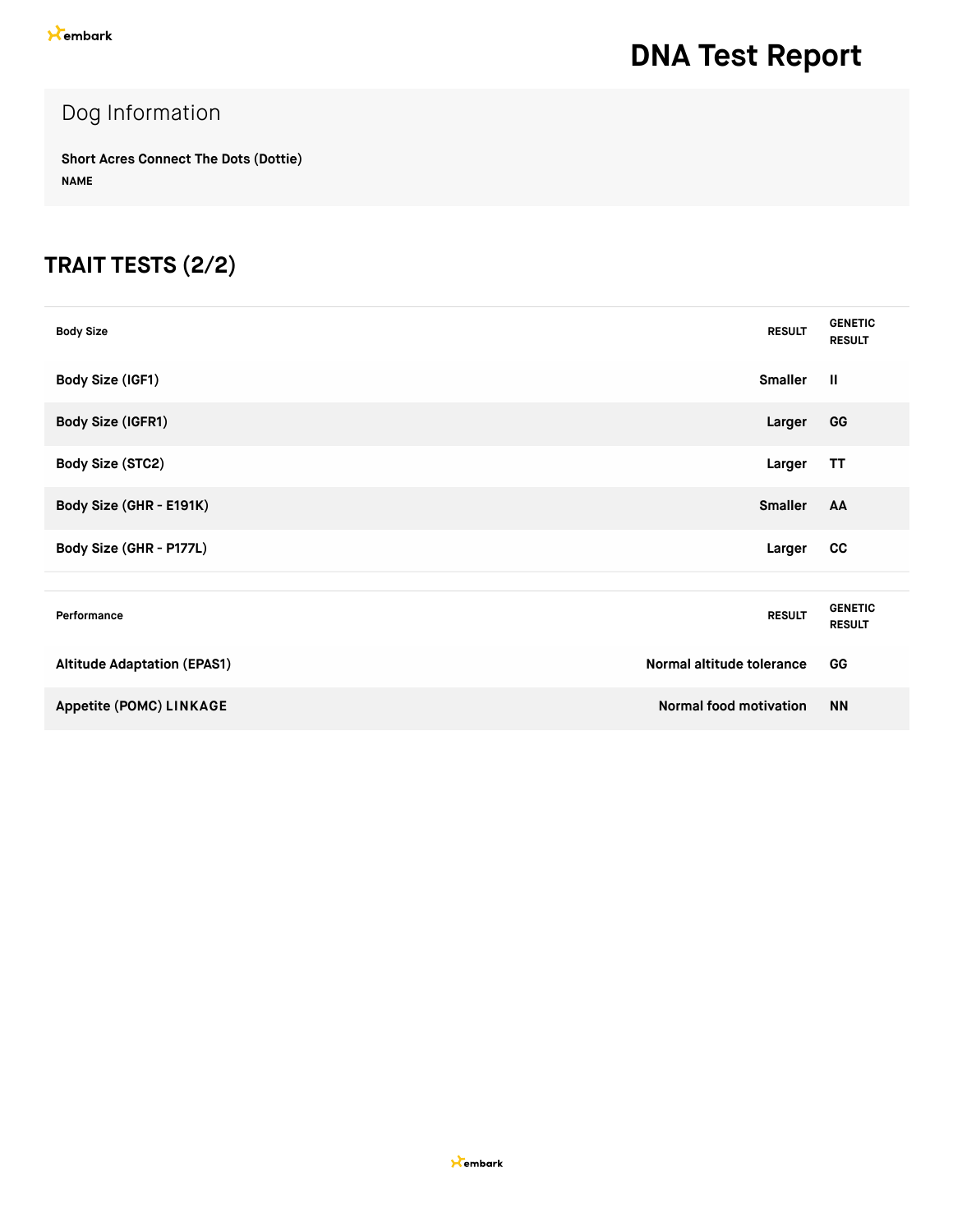# DNA Test Report

## Dog Information

**Short Acres Connect The Dots (Dottie)**

NAME

## TRAIT TESTS (2/2)

| Body Size | RESULT | GENETIC RESULT |
|---|---|---|
| Body Size (IGF1) | Smaller | II |
| Body Size (IGFR1) | Larger | GG |
| Body Size (STC2) | Larger | TT |
| Body Size (GHR - E191K) | Smaller | AA |
| Body Size (GHR - P177L) | Larger | CC |

| Performance | RESULT | GENETIC RESULT |
|---|---|---|
| Altitude Adaptation (EPAS1) | Normal altitude tolerance | GG |
| Appetite (POMC) LINKAGE | Normal food motivation | NN |